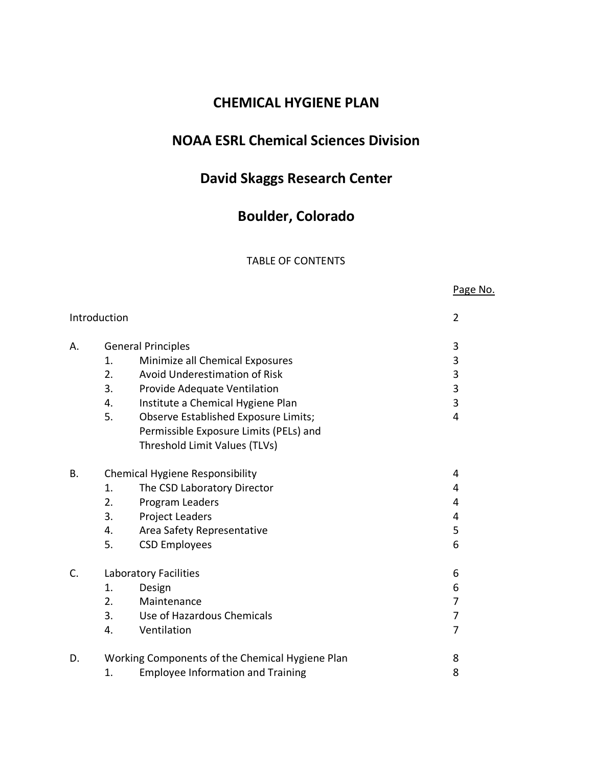# CHEMICAL HYGIENE PLAN

# NOAA ESRL Chemical Sciences Division

# David Skaggs Research Center

# Boulder, Colorado

TABLE OF CONTENTS

| | | | Page No. |
|---|---|---|---|
| Introduction | | | 2 |
| A. | General Principles | | 3 |
| | 1. | Minimize all Chemical Exposures | 3 |
| | 2. | Avoid Underestimation of Risk | 3 |
| | 3. | Provide Adequate Ventilation | 3 |
| | 4. | Institute a Chemical Hygiene Plan | 3 |
| | 5. | Observe Established Exposure Limits; Permissible Exposure Limits (PELs) and Threshold Limit Values (TLVs) | 4 |
| B. | Chemical Hygiene Responsibility | | 4 |
| | 1. | The CSD Laboratory Director | 4 |
| | 2. | Program Leaders | 4 |
| | 3. | Project Leaders | 4 |
| | 4. | Area Safety Representative | 5 |
| | 5. | CSD Employees | 6 |
| C. | Laboratory Facilities | | 6 |
| | 1. | Design | 6 |
| | 2. | Maintenance | 7 |
| | 3. | Use of Hazardous Chemicals | 7 |
| | 4. | Ventilation | 7 |
| D. | Working Components of the Chemical Hygiene Plan | | 8 |
| | 1. | Employee Information and Training | 8 |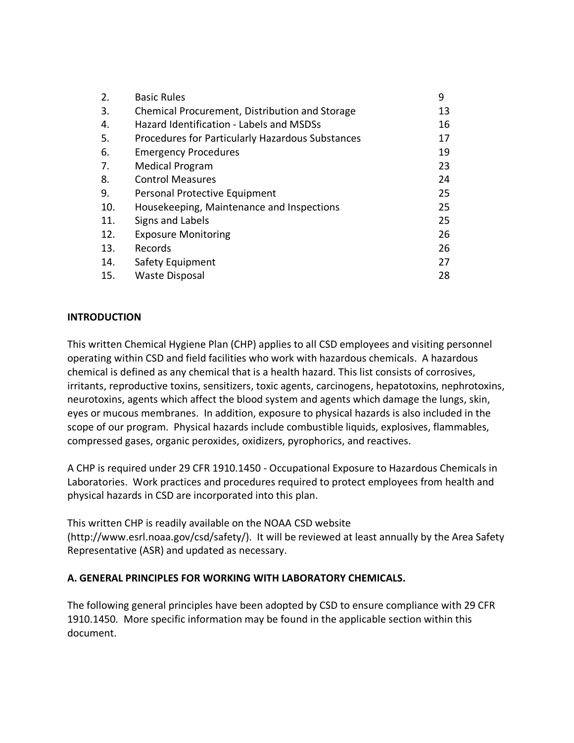| | | |
|---|---|---|
| 2. | Basic Rules | 9 |
| 3. | Chemical Procurement, Distribution and Storage | 13 |
| 4. | Hazard Identification - Labels and MSDSs | 16 |
| 5. | Procedures for Particularly Hazardous Substances | 17 |
| 6. | Emergency Procedures | 19 |
| 7. | Medical Program | 23 |
| 8. | Control Measures | 24 |
| 9. | Personal Protective Equipment | 25 |
| 10. | Housekeeping, Maintenance and Inspections | 25 |
| 11. | Signs and Labels | 25 |
| 12. | Exposure Monitoring | 26 |
| 13. | Records | 26 |
| 14. | Safety Equipment | 27 |
| 15. | Waste Disposal | 28 |

## INTRODUCTION

This written Chemical Hygiene Plan (CHP) applies to all CSD employees and visiting personnel operating within CSD and field facilities who work with hazardous chemicals. A hazardous chemical is defined as any chemical that is a health hazard. This list consists of corrosives, irritants, reproductive toxins, sensitizers, toxic agents, carcinogens, hepatotoxins, nephrotoxins, neurotoxins, agents which affect the blood system and agents which damage the lungs, skin, eyes or mucous membranes. In addition, exposure to physical hazards is also included in the scope of our program. Physical hazards include combustible liquids, explosives, flammables, compressed gases, organic peroxides, oxidizers, pyrophorics, and reactives.

A CHP is required under 29 CFR 1910.1450 - Occupational Exposure to Hazardous Chemicals in Laboratories. Work practices and procedures required to protect employees from health and physical hazards in CSD are incorporated into this plan.

This written CHP is readily available on the NOAA CSD website (http://www.esrl.noaa.gov/csd/safety/). It will be reviewed at least annually by the Area Safety Representative (ASR) and updated as necessary.

## A. GENERAL PRINCIPLES FOR WORKING WITH LABORATORY CHEMICALS.

The following general principles have been adopted by CSD to ensure compliance with 29 CFR 1910.1450. More specific information may be found in the applicable section within this document.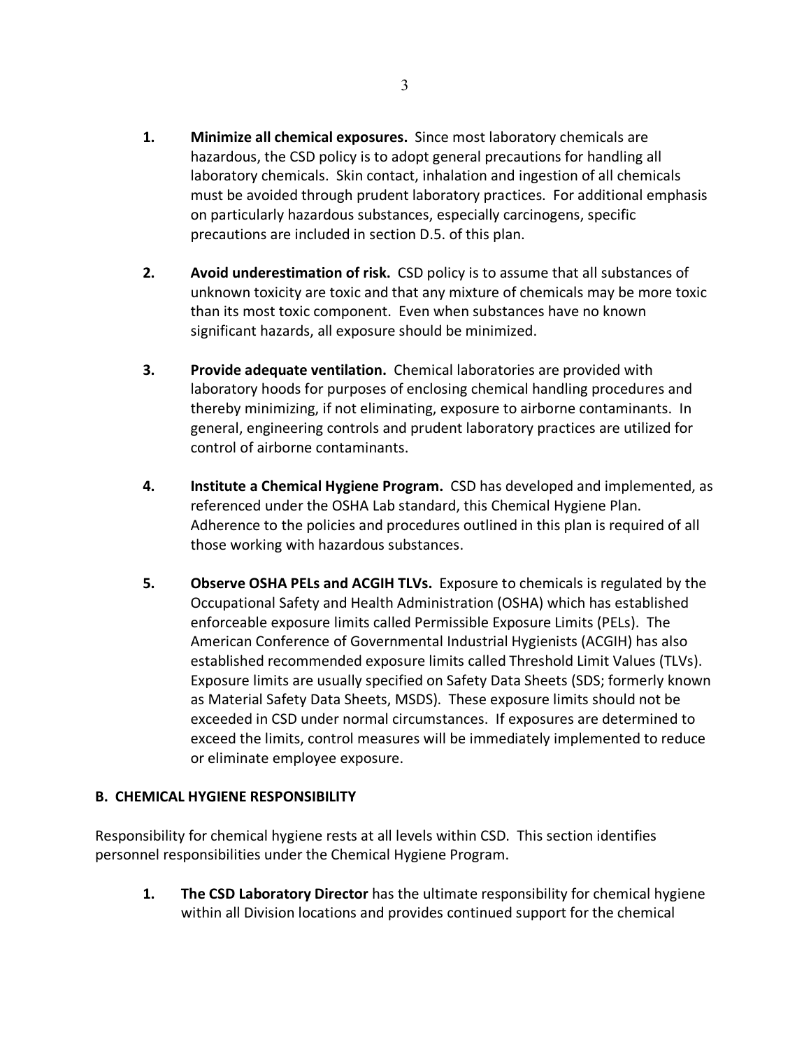1. **Minimize all chemical exposures.** Since most laboratory chemicals are hazardous, the CSD policy is to adopt general precautions for handling all laboratory chemicals. Skin contact, inhalation and ingestion of all chemicals must be avoided through prudent laboratory practices. For additional emphasis on particularly hazardous substances, especially carcinogens, specific precautions are included in section D.5. of this plan.

2. **Avoid underestimation of risk.** CSD policy is to assume that all substances of unknown toxicity are toxic and that any mixture of chemicals may be more toxic than its most toxic component. Even when substances have no known significant hazards, all exposure should be minimized.

3. **Provide adequate ventilation.** Chemical laboratories are provided with laboratory hoods for purposes of enclosing chemical handling procedures and thereby minimizing, if not eliminating, exposure to airborne contaminants. In general, engineering controls and prudent laboratory practices are utilized for control of airborne contaminants.

4. **Institute a Chemical Hygiene Program.** CSD has developed and implemented, as referenced under the OSHA Lab standard, this Chemical Hygiene Plan. Adherence to the policies and procedures outlined in this plan is required of all those working with hazardous substances.

5. **Observe OSHA PELs and ACGIH TLVs.** Exposure to chemicals is regulated by the Occupational Safety and Health Administration (OSHA) which has established enforceable exposure limits called Permissible Exposure Limits (PELs). The American Conference of Governmental Industrial Hygienists (ACGIH) has also established recommended exposure limits called Threshold Limit Values (TLVs). Exposure limits are usually specified on Safety Data Sheets (SDS; formerly known as Material Safety Data Sheets, MSDS). These exposure limits should not be exceeded in CSD under normal circumstances. If exposures are determined to exceed the limits, control measures will be immediately implemented to reduce or eliminate employee exposure.

## B. CHEMICAL HYGIENE RESPONSIBILITY

Responsibility for chemical hygiene rests at all levels within CSD. This section identifies personnel responsibilities under the Chemical Hygiene Program.

1. **The CSD Laboratory Director** has the ultimate responsibility for chemical hygiene within all Division locations and provides continued support for the chemical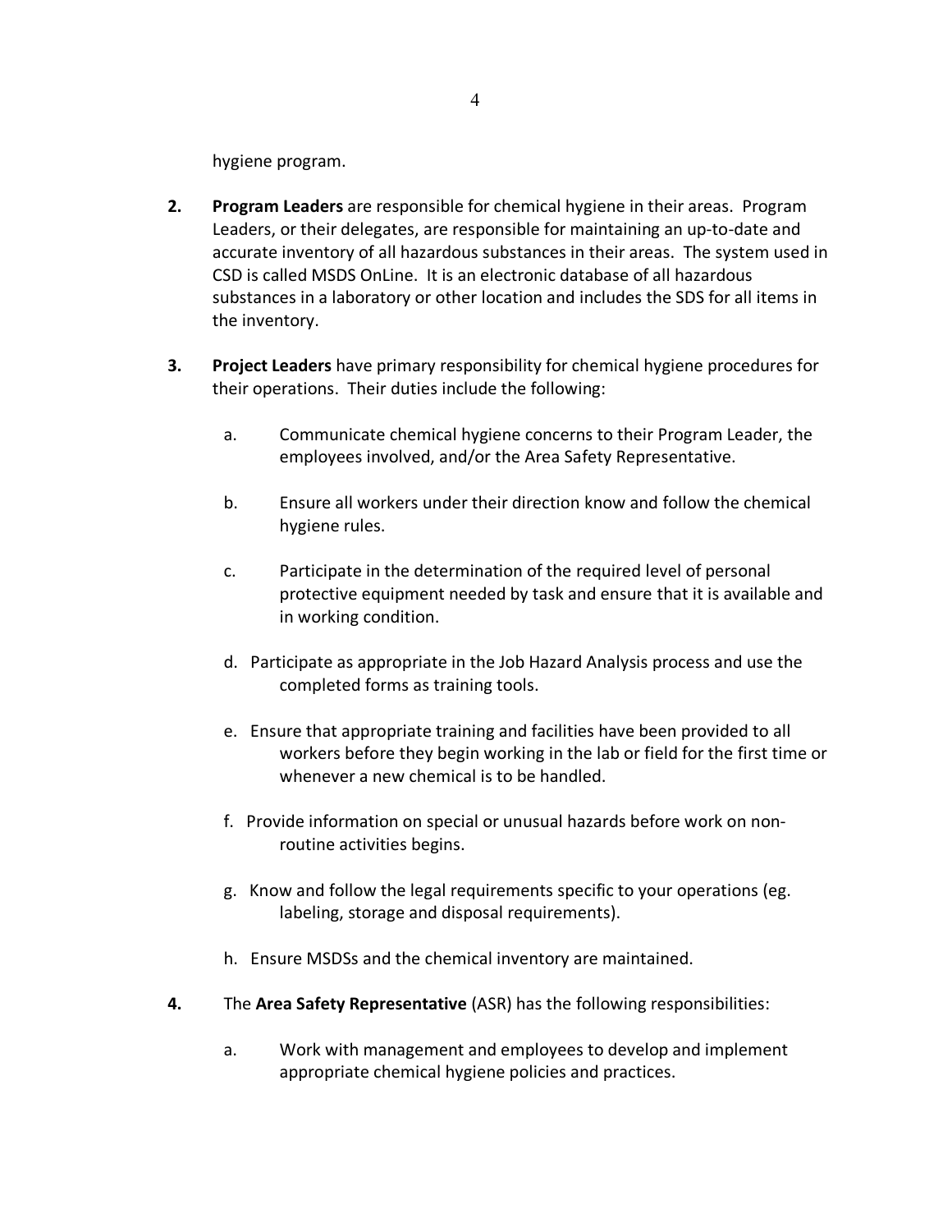hygiene program.

2. **Program Leaders** are responsible for chemical hygiene in their areas. Program Leaders, or their delegates, are responsible for maintaining an up-to-date and accurate inventory of all hazardous substances in their areas. The system used in CSD is called MSDS OnLine. It is an electronic database of all hazardous substances in a laboratory or other location and includes the SDS for all items in the inventory.

3. **Project Leaders** have primary responsibility for chemical hygiene procedures for their operations. Their duties include the following:

   a. Communicate chemical hygiene concerns to their Program Leader, the employees involved, and/or the Area Safety Representative.

   b. Ensure all workers under their direction know and follow the chemical hygiene rules.

   c. Participate in the determination of the required level of personal protective equipment needed by task and ensure that it is available and in working condition.

   d. Participate as appropriate in the Job Hazard Analysis process and use the completed forms as training tools.

   e. Ensure that appropriate training and facilities have been provided to all workers before they begin working in the lab or field for the first time or whenever a new chemical is to be handled.

   f. Provide information on special or unusual hazards before work on non-routine activities begins.

   g. Know and follow the legal requirements specific to your operations (eg. labeling, storage and disposal requirements).

   h. Ensure MSDSs and the chemical inventory are maintained.

4. The **Area Safety Representative** (ASR) has the following responsibilities:

   a. Work with management and employees to develop and implement appropriate chemical hygiene policies and practices.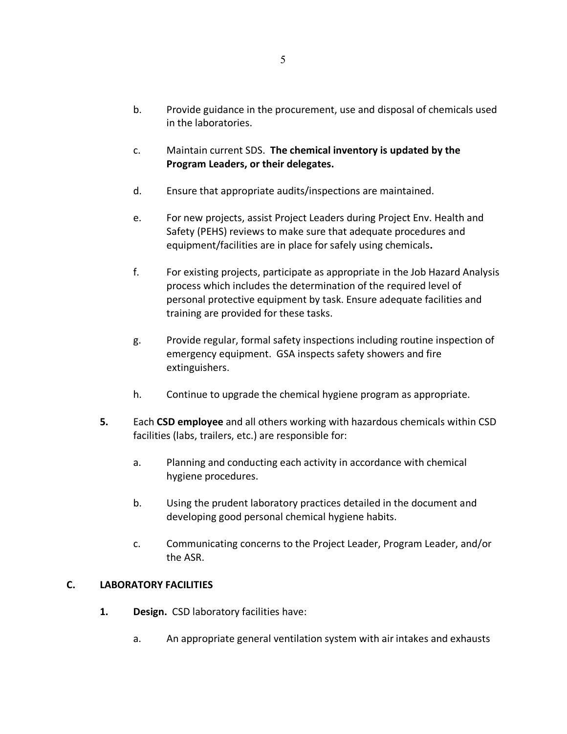b. Provide guidance in the procurement, use and disposal of chemicals used in the laboratories.

c. Maintain current SDS. **The chemical inventory is updated by the Program Leaders, or their delegates.**

d. Ensure that appropriate audits/inspections are maintained.

e. For new projects, assist Project Leaders during Project Env. Health and Safety (PEHS) reviews to make sure that adequate procedures and equipment/facilities are in place for safely using chemicals**.**

f. For existing projects, participate as appropriate in the Job Hazard Analysis process which includes the determination of the required level of personal protective equipment by task. Ensure adequate facilities and training are provided for these tasks.

g. Provide regular, formal safety inspections including routine inspection of emergency equipment. GSA inspects safety showers and fire extinguishers.

h. Continue to upgrade the chemical hygiene program as appropriate.

**5.** Each **CSD employee** and all others working with hazardous chemicals within CSD facilities (labs, trailers, etc.) are responsible for:

a. Planning and conducting each activity in accordance with chemical hygiene procedures.

b. Using the prudent laboratory practices detailed in the document and developing good personal chemical hygiene habits.

c. Communicating concerns to the Project Leader, Program Leader, and/or the ASR.

## C. LABORATORY FACILITIES

**1. Design.** CSD laboratory facilities have:

a. An appropriate general ventilation system with air intakes and exhausts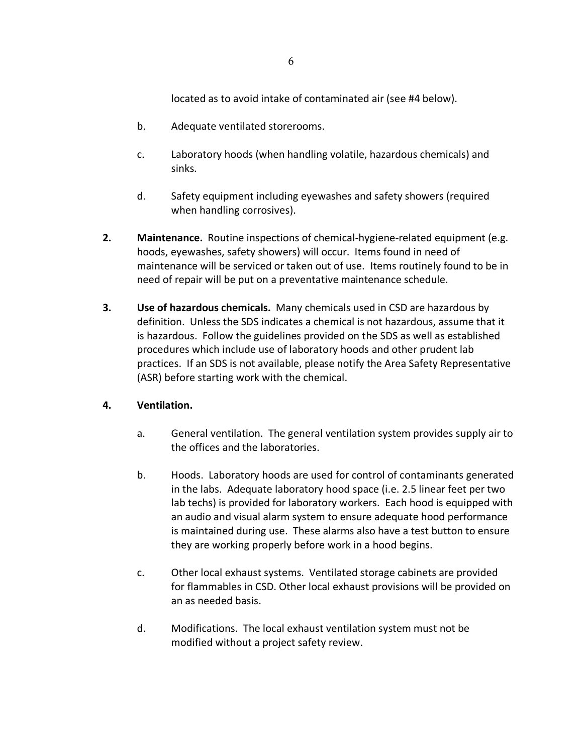located as to avoid intake of contaminated air (see #4 below).

b. Adequate ventilated storerooms.

c. Laboratory hoods (when handling volatile, hazardous chemicals) and sinks.

d. Safety equipment including eyewashes and safety showers (required when handling corrosives).

**2. Maintenance.** Routine inspections of chemical-hygiene-related equipment (e.g. hoods, eyewashes, safety showers) will occur. Items found in need of maintenance will be serviced or taken out of use. Items routinely found to be in need of repair will be put on a preventative maintenance schedule.

**3. Use of hazardous chemicals.** Many chemicals used in CSD are hazardous by definition. Unless the SDS indicates a chemical is not hazardous, assume that it is hazardous. Follow the guidelines provided on the SDS as well as established procedures which include use of laboratory hoods and other prudent lab practices. If an SDS is not available, please notify the Area Safety Representative (ASR) before starting work with the chemical.

**4. Ventilation.**

a. General ventilation. The general ventilation system provides supply air to the offices and the laboratories.

b. Hoods. Laboratory hoods are used for control of contaminants generated in the labs. Adequate laboratory hood space (i.e. 2.5 linear feet per two lab techs) is provided for laboratory workers. Each hood is equipped with an audio and visual alarm system to ensure adequate hood performance is maintained during use. These alarms also have a test button to ensure they are working properly before work in a hood begins.

c. Other local exhaust systems. Ventilated storage cabinets are provided for flammables in CSD. Other local exhaust provisions will be provided on an as needed basis.

d. Modifications. The local exhaust ventilation system must not be modified without a project safety review.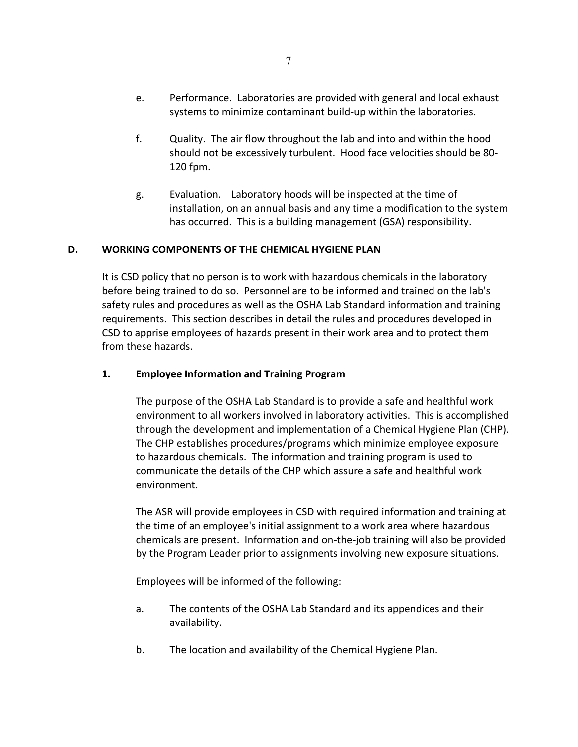e. Performance. Laboratories are provided with general and local exhaust systems to minimize contaminant build-up within the laboratories.

f. Quality. The air flow throughout the lab and into and within the hood should not be excessively turbulent. Hood face velocities should be 80-120 fpm.

g. Evaluation. Laboratory hoods will be inspected at the time of installation, on an annual basis and any time a modification to the system has occurred. This is a building management (GSA) responsibility.

## D. WORKING COMPONENTS OF THE CHEMICAL HYGIENE PLAN

It is CSD policy that no person is to work with hazardous chemicals in the laboratory before being trained to do so. Personnel are to be informed and trained on the lab's safety rules and procedures as well as the OSHA Lab Standard information and training requirements. This section describes in detail the rules and procedures developed in CSD to apprise employees of hazards present in their work area and to protect them from these hazards.

### 1. Employee Information and Training Program

The purpose of the OSHA Lab Standard is to provide a safe and healthful work environment to all workers involved in laboratory activities. This is accomplished through the development and implementation of a Chemical Hygiene Plan (CHP). The CHP establishes procedures/programs which minimize employee exposure to hazardous chemicals. The information and training program is used to communicate the details of the CHP which assure a safe and healthful work environment.

The ASR will provide employees in CSD with required information and training at the time of an employee's initial assignment to a work area where hazardous chemicals are present. Information and on-the-job training will also be provided by the Program Leader prior to assignments involving new exposure situations.

Employees will be informed of the following:

a. The contents of the OSHA Lab Standard and its appendices and their availability.

b. The location and availability of the Chemical Hygiene Plan.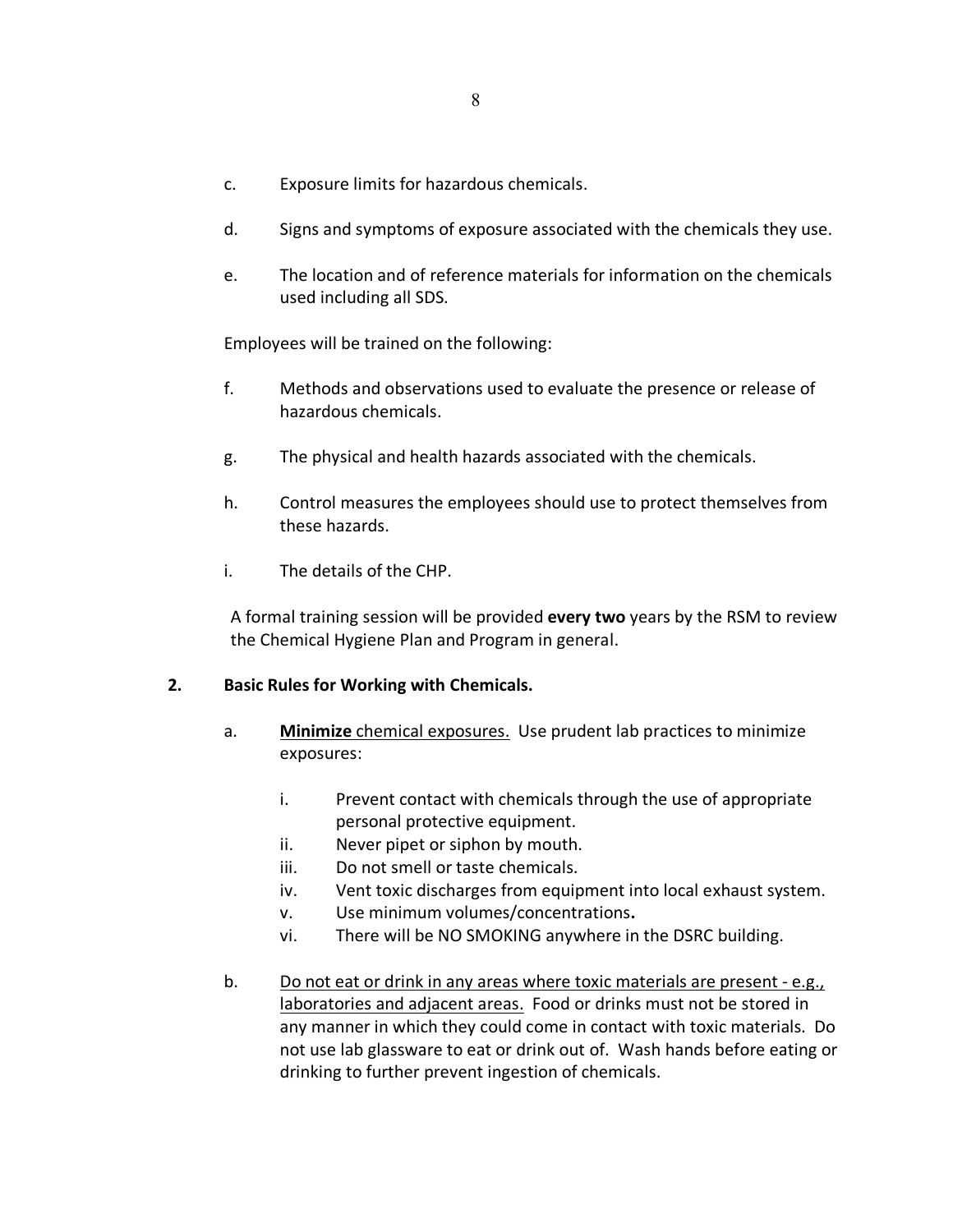c. Exposure limits for hazardous chemicals.

d. Signs and symptoms of exposure associated with the chemicals they use.

e. The location and of reference materials for information on the chemicals used including all SDS.

Employees will be trained on the following:

f. Methods and observations used to evaluate the presence or release of hazardous chemicals.

g. The physical and health hazards associated with the chemicals.

h. Control measures the employees should use to protect themselves from these hazards.

i. The details of the CHP.

A formal training session will be provided **every two** years by the RSM to review the Chemical Hygiene Plan and Program in general.

**2. Basic Rules for Working with Chemicals.**

a. <u>**Minimize** chemical exposures.</u> Use prudent lab practices to minimize exposures:

   i. Prevent contact with chemicals through the use of appropriate personal protective equipment.
   ii. Never pipet or siphon by mouth.
   iii. Do not smell or taste chemicals.
   iv. Vent toxic discharges from equipment into local exhaust system.
   v. Use minimum volumes/concentrations**.**
   vi. There will be NO SMOKING anywhere in the DSRC building.

b. <u>Do not eat or drink in any areas where toxic materials are present - e.g., laboratories and adjacent areas.</u> Food or drinks must not be stored in any manner in which they could come in contact with toxic materials. Do not use lab glassware to eat or drink out of. Wash hands before eating or drinking to further prevent ingestion of chemicals.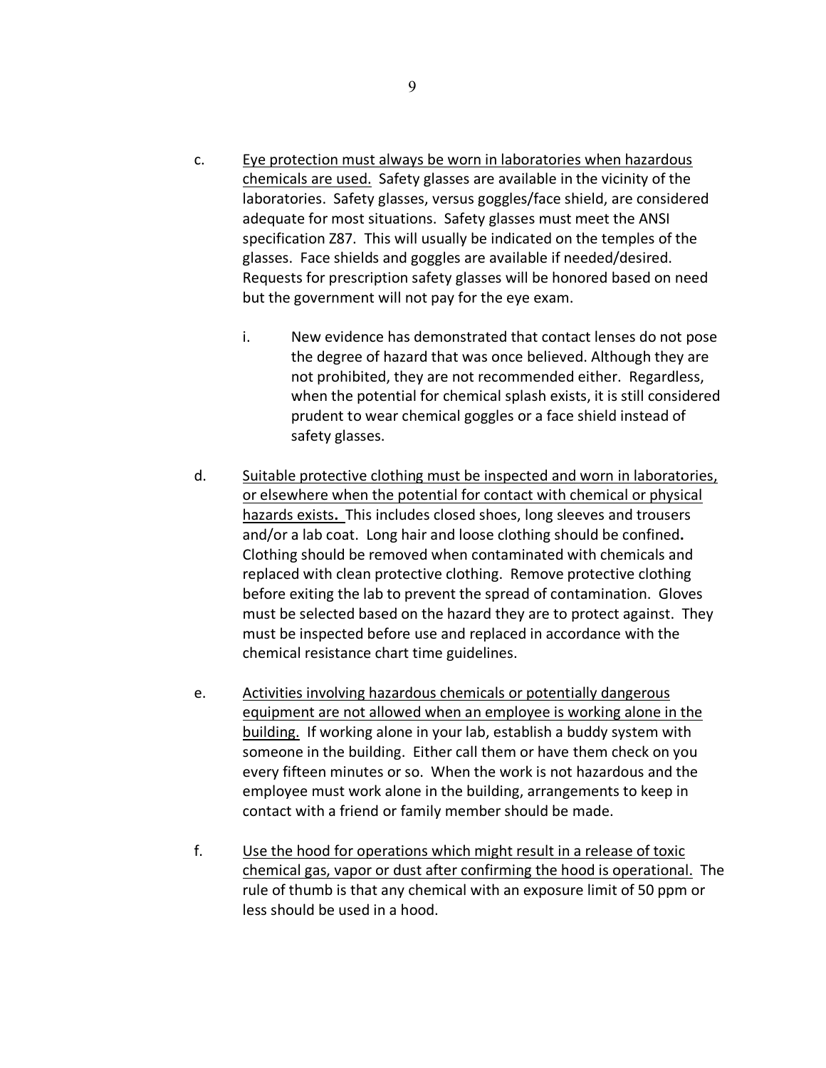c. <u>Eye protection must always be worn in laboratories when hazardous chemicals are used.</u> Safety glasses are available in the vicinity of the laboratories. Safety glasses, versus goggles/face shield, are considered adequate for most situations. Safety glasses must meet the ANSI specification Z87. This will usually be indicated on the temples of the glasses. Face shields and goggles are available if needed/desired. Requests for prescription safety glasses will be honored based on need but the government will not pay for the eye exam.

   i. New evidence has demonstrated that contact lenses do not pose the degree of hazard that was once believed. Although they are not prohibited, they are not recommended either. Regardless, when the potential for chemical splash exists, it is still considered prudent to wear chemical goggles or a face shield instead of safety glasses.

d. <u>Suitable protective clothing must be inspected and worn in laboratories, or elsewhere when the potential for contact with chemical or physical hazards exists.</u> This includes closed shoes, long sleeves and trousers and/or a lab coat. Long hair and loose clothing should be confined**.** Clothing should be removed when contaminated with chemicals and replaced with clean protective clothing. Remove protective clothing before exiting the lab to prevent the spread of contamination. Gloves must be selected based on the hazard they are to protect against. They must be inspected before use and replaced in accordance with the chemical resistance chart time guidelines.

e. <u>Activities involving hazardous chemicals or potentially dangerous equipment are not allowed when an employee is working alone in the building.</u> If working alone in your lab, establish a buddy system with someone in the building. Either call them or have them check on you every fifteen minutes or so. When the work is not hazardous and the employee must work alone in the building, arrangements to keep in contact with a friend or family member should be made.

f. <u>Use the hood for operations which might result in a release of toxic chemical gas, vapor or dust after confirming the hood is operational.</u> The rule of thumb is that any chemical with an exposure limit of 50 ppm or less should be used in a hood.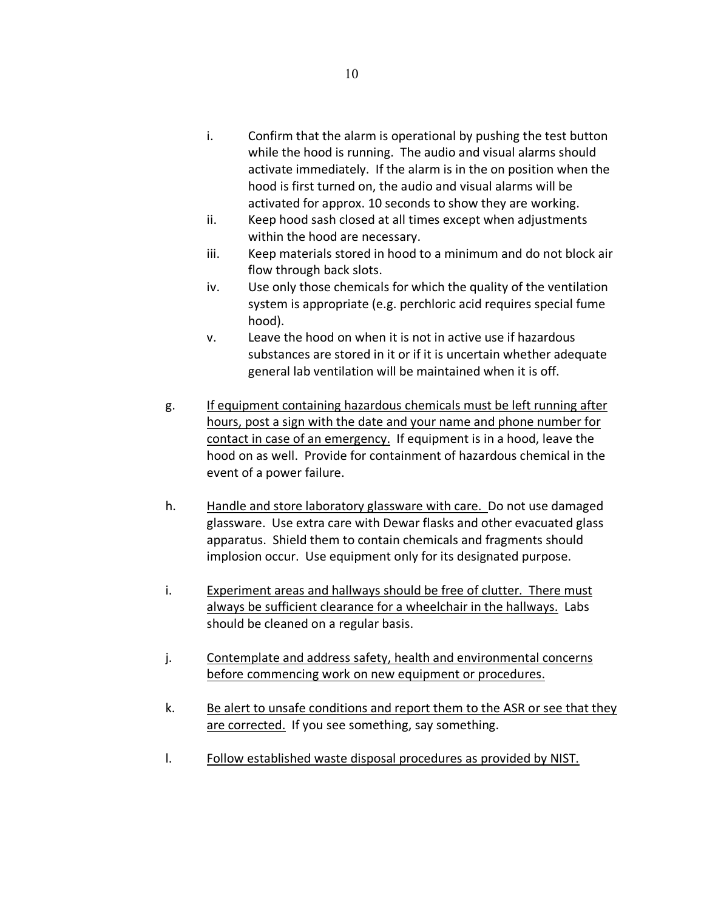- i. Confirm that the alarm is operational by pushing the test button while the hood is running. The audio and visual alarms should activate immediately. If the alarm is in the on position when the hood is first turned on, the audio and visual alarms will be activated for approx. 10 seconds to show they are working.
- ii. Keep hood sash closed at all times except when adjustments within the hood are necessary.
- iii. Keep materials stored in hood to a minimum and do not block air flow through back slots.
- iv. Use only those chemicals for which the quality of the ventilation system is appropriate (e.g. perchloric acid requires special fume hood).
- v. Leave the hood on when it is not in active use if hazardous substances are stored in it or if it is uncertain whether adequate general lab ventilation will be maintained when it is off.

g. <u>If equipment containing hazardous chemicals must be left running after hours, post a sign with the date and your name and phone number for contact in case of an emergency.</u> If equipment is in a hood, leave the hood on as well. Provide for containment of hazardous chemical in the event of a power failure.

h. <u>Handle and store laboratory glassware with care.</u> Do not use damaged glassware. Use extra care with Dewar flasks and other evacuated glass apparatus. Shield them to contain chemicals and fragments should implosion occur. Use equipment only for its designated purpose.

i. <u>Experiment areas and hallways should be free of clutter. There must always be sufficient clearance for a wheelchair in the hallways.</u> Labs should be cleaned on a regular basis.

j. <u>Contemplate and address safety, health and environmental concerns before commencing work on new equipment or procedures.</u>

k. <u>Be alert to unsafe conditions and report them to the ASR or see that they are corrected.</u> If you see something, say something.

l. <u>Follow established waste disposal procedures as provided by NIST.</u>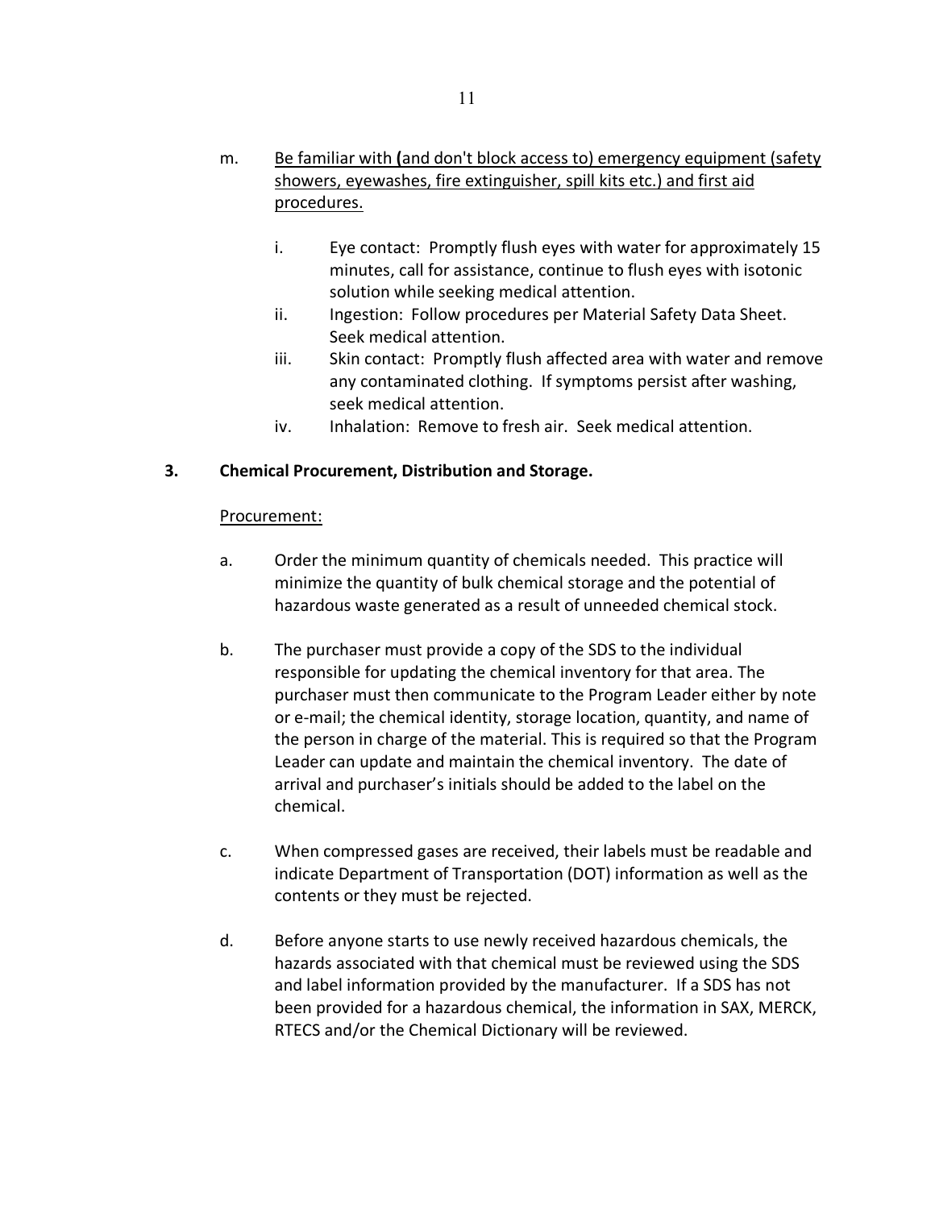m. <u>Be familiar with (and don't block access to) emergency equipment (safety showers, eyewashes, fire extinguisher, spill kits etc.) and first aid procedures.</u>

   i. Eye contact: Promptly flush eyes with water for approximately 15 minutes, call for assistance, continue to flush eyes with isotonic solution while seeking medical attention.
   
   ii. Ingestion: Follow procedures per Material Safety Data Sheet. Seek medical attention.
   
   iii. Skin contact: Promptly flush affected area with water and remove any contaminated clothing. If symptoms persist after washing, seek medical attention.
   
   iv. Inhalation: Remove to fresh air. Seek medical attention.

## 3. Chemical Procurement, Distribution and Storage.

<u>Procurement:</u>

a. Order the minimum quantity of chemicals needed. This practice will minimize the quantity of bulk chemical storage and the potential of hazardous waste generated as a result of unneeded chemical stock.

b. The purchaser must provide a copy of the SDS to the individual responsible for updating the chemical inventory for that area. The purchaser must then communicate to the Program Leader either by note or e-mail; the chemical identity, storage location, quantity, and name of the person in charge of the material. This is required so that the Program Leader can update and maintain the chemical inventory. The date of arrival and purchaser's initials should be added to the label on the chemical.

c. When compressed gases are received, their labels must be readable and indicate Department of Transportation (DOT) information as well as the contents or they must be rejected.

d. Before anyone starts to use newly received hazardous chemicals, the hazards associated with that chemical must be reviewed using the SDS and label information provided by the manufacturer. If a SDS has not been provided for a hazardous chemical, the information in SAX, MERCK, RTECS and/or the Chemical Dictionary will be reviewed.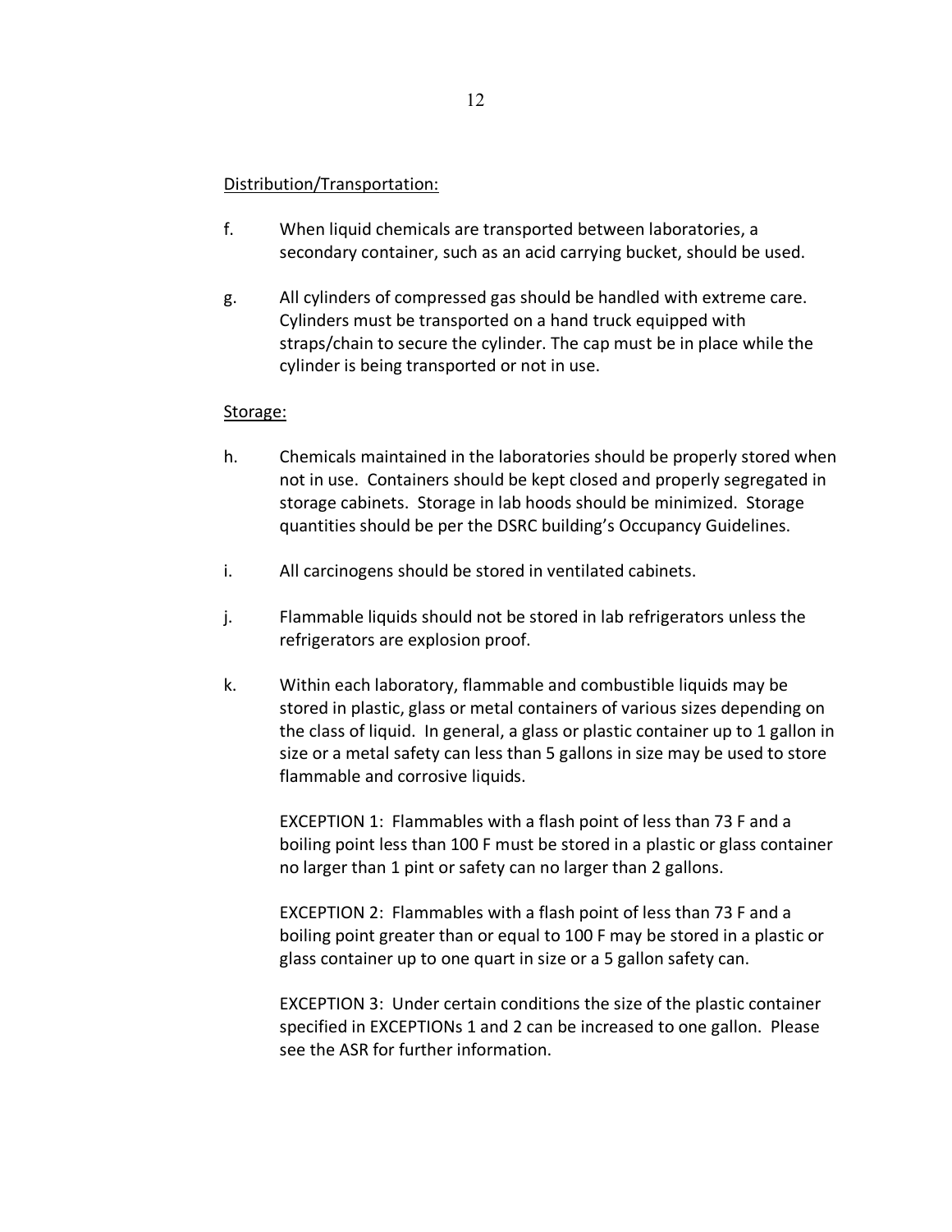Distribution/Transportation:

f. When liquid chemicals are transported between laboratories, a secondary container, such as an acid carrying bucket, should be used.

g. All cylinders of compressed gas should be handled with extreme care. Cylinders must be transported on a hand truck equipped with straps/chain to secure the cylinder. The cap must be in place while the cylinder is being transported or not in use.

Storage:

h. Chemicals maintained in the laboratories should be properly stored when not in use. Containers should be kept closed and properly segregated in storage cabinets. Storage in lab hoods should be minimized. Storage quantities should be per the DSRC building's Occupancy Guidelines.

i. All carcinogens should be stored in ventilated cabinets.

j. Flammable liquids should not be stored in lab refrigerators unless the refrigerators are explosion proof.

k. Within each laboratory, flammable and combustible liquids may be stored in plastic, glass or metal containers of various sizes depending on the class of liquid. In general, a glass or plastic container up to 1 gallon in size or a metal safety can less than 5 gallons in size may be used to store flammable and corrosive liquids.

   EXCEPTION 1: Flammables with a flash point of less than 73 F and a boiling point less than 100 F must be stored in a plastic or glass container no larger than 1 pint or safety can no larger than 2 gallons.

   EXCEPTION 2: Flammables with a flash point of less than 73 F and a boiling point greater than or equal to 100 F may be stored in a plastic or glass container up to one quart in size or a 5 gallon safety can.

   EXCEPTION 3: Under certain conditions the size of the plastic container specified in EXCEPTIONs 1 and 2 can be increased to one gallon. Please see the ASR for further information.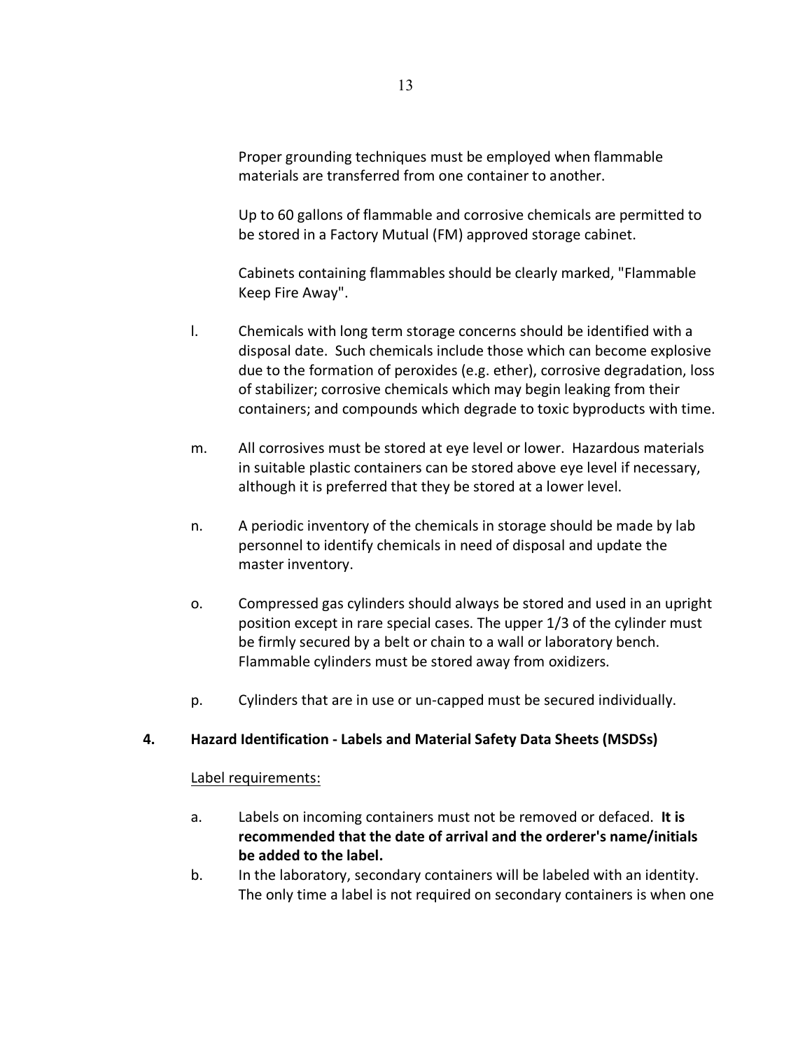Proper grounding techniques must be employed when flammable materials are transferred from one container to another.

Up to 60 gallons of flammable and corrosive chemicals are permitted to be stored in a Factory Mutual (FM) approved storage cabinet.

Cabinets containing flammables should be clearly marked, "Flammable Keep Fire Away".

l. Chemicals with long term storage concerns should be identified with a disposal date. Such chemicals include those which can become explosive due to the formation of peroxides (e.g. ether), corrosive degradation, loss of stabilizer; corrosive chemicals which may begin leaking from their containers; and compounds which degrade to toxic byproducts with time.

m. All corrosives must be stored at eye level or lower. Hazardous materials in suitable plastic containers can be stored above eye level if necessary, although it is preferred that they be stored at a lower level.

n. A periodic inventory of the chemicals in storage should be made by lab personnel to identify chemicals in need of disposal and update the master inventory.

o. Compressed gas cylinders should always be stored and used in an upright position except in rare special cases. The upper 1/3 of the cylinder must be firmly secured by a belt or chain to a wall or laboratory bench. Flammable cylinders must be stored away from oxidizers.

p. Cylinders that are in use or un-capped must be secured individually.

## 4. Hazard Identification - Labels and Material Safety Data Sheets (MSDSs)

<u>Label requirements:</u>

a. Labels on incoming containers must not be removed or defaced. **It is recommended that the date of arrival and the orderer's name/initials be added to the label.**

b. In the laboratory, secondary containers will be labeled with an identity. The only time a label is not required on secondary containers is when one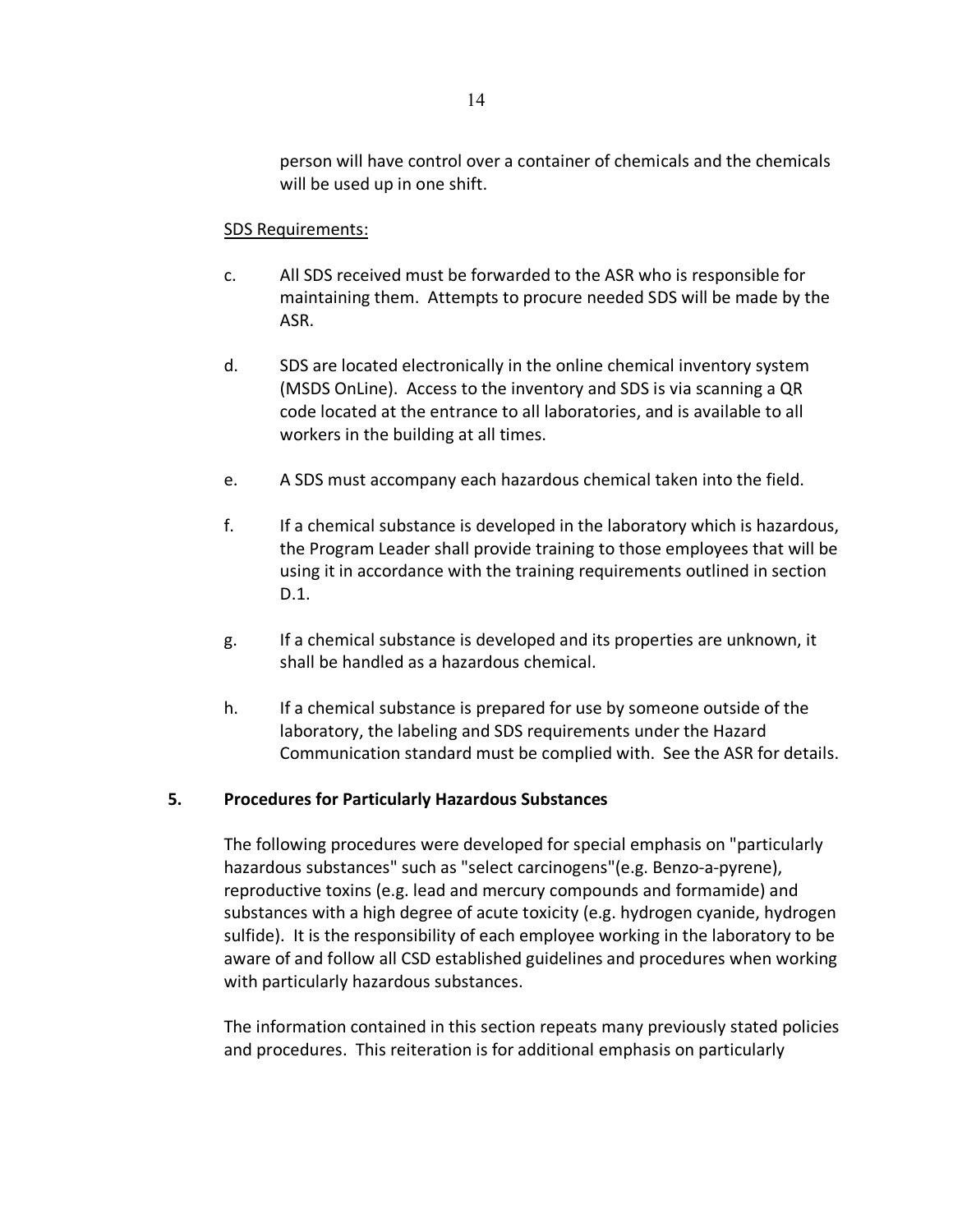person will have control over a container of chemicals and the chemicals will be used up in one shift.

SDS Requirements:

c. All SDS received must be forwarded to the ASR who is responsible for maintaining them. Attempts to procure needed SDS will be made by the ASR.

d. SDS are located electronically in the online chemical inventory system (MSDS OnLine). Access to the inventory and SDS is via scanning a QR code located at the entrance to all laboratories, and is available to all workers in the building at all times.

e. A SDS must accompany each hazardous chemical taken into the field.

f. If a chemical substance is developed in the laboratory which is hazardous, the Program Leader shall provide training to those employees that will be using it in accordance with the training requirements outlined in section D.1.

g. If a chemical substance is developed and its properties are unknown, it shall be handled as a hazardous chemical.

h. If a chemical substance is prepared for use by someone outside of the laboratory, the labeling and SDS requirements under the Hazard Communication standard must be complied with. See the ASR for details.

**5. Procedures for Particularly Hazardous Substances**

The following procedures were developed for special emphasis on "particularly hazardous substances" such as "select carcinogens"(e.g. Benzo-a-pyrene), reproductive toxins (e.g. lead and mercury compounds and formamide) and substances with a high degree of acute toxicity (e.g. hydrogen cyanide, hydrogen sulfide). It is the responsibility of each employee working in the laboratory to be aware of and follow all CSD established guidelines and procedures when working with particularly hazardous substances.

The information contained in this section repeats many previously stated policies and procedures. This reiteration is for additional emphasis on particularly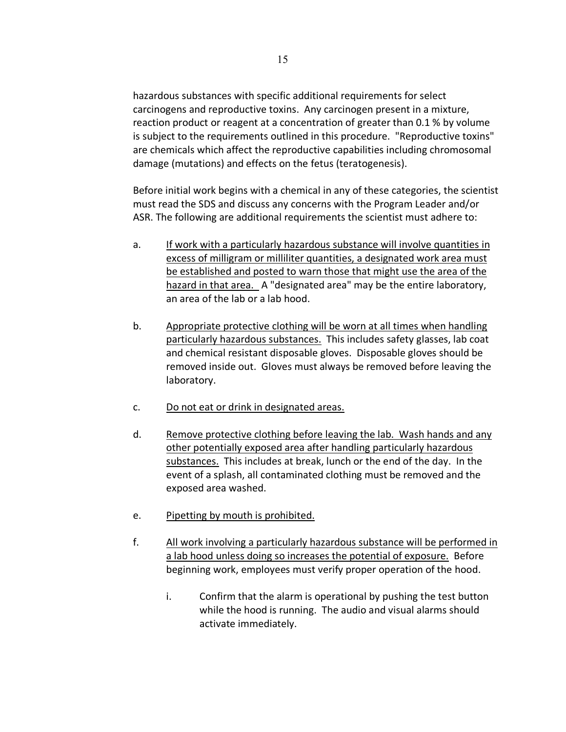hazardous substances with specific additional requirements for select carcinogens and reproductive toxins. Any carcinogen present in a mixture, reaction product or reagent at a concentration of greater than 0.1 % by volume is subject to the requirements outlined in this procedure. "Reproductive toxins" are chemicals which affect the reproductive capabilities including chromosomal damage (mutations) and effects on the fetus (teratogenesis).

Before initial work begins with a chemical in any of these categories, the scientist must read the SDS and discuss any concerns with the Program Leader and/or ASR. The following are additional requirements the scientist must adhere to:

a. <u>If work with a particularly hazardous substance will involve quantities in excess of milligram or milliliter quantities, a designated work area must be established and posted to warn those that might use the area of the hazard in that area.</u> A "designated area" may be the entire laboratory, an area of the lab or a lab hood.

b. <u>Appropriate protective clothing will be worn at all times when handling particularly hazardous substances.</u> This includes safety glasses, lab coat and chemical resistant disposable gloves. Disposable gloves should be removed inside out. Gloves must always be removed before leaving the laboratory.

c. <u>Do not eat or drink in designated areas.</u>

d. <u>Remove protective clothing before leaving the lab. Wash hands and any other potentially exposed area after handling particularly hazardous substances.</u> This includes at break, lunch or the end of the day. In the event of a splash, all contaminated clothing must be removed and the exposed area washed.

e. <u>Pipetting by mouth is prohibited.</u>

f. <u>All work involving a particularly hazardous substance will be performed in a lab hood unless doing so increases the potential of exposure.</u> Before beginning work, employees must verify proper operation of the hood.

    i. Confirm that the alarm is operational by pushing the test button while the hood is running. The audio and visual alarms should activate immediately.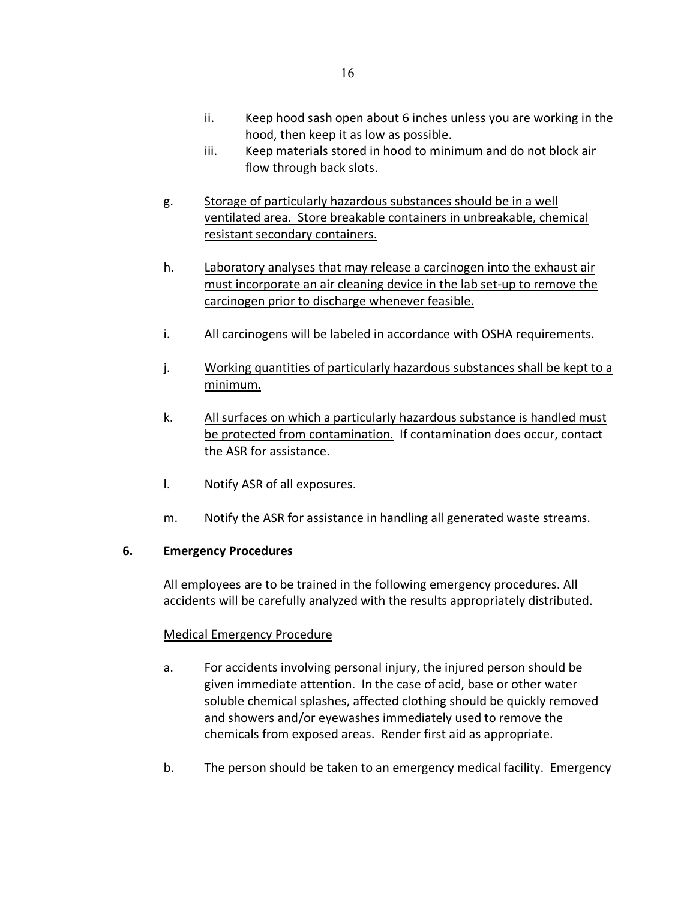ii. Keep hood sash open about 6 inches unless you are working in the hood, then keep it as low as possible.

iii. Keep materials stored in hood to minimum and do not block air flow through back slots.

g. <u>Storage of particularly hazardous substances should be in a well ventilated area. Store breakable containers in unbreakable, chemical resistant secondary containers.</u>

h. <u>Laboratory analyses that may release a carcinogen into the exhaust air must incorporate an air cleaning device in the lab set-up to remove the carcinogen prior to discharge whenever feasible.</u>

i. <u>All carcinogens will be labeled in accordance with OSHA requirements.</u>

j. <u>Working quantities of particularly hazardous substances shall be kept to a minimum.</u>

k. <u>All surfaces on which a particularly hazardous substance is handled must be protected from contamination.</u> If contamination does occur, contact the ASR for assistance.

l. <u>Notify ASR of all exposures.</u>

m. <u>Notify the ASR for assistance in handling all generated waste streams.</u>

**6. Emergency Procedures**

All employees are to be trained in the following emergency procedures. All accidents will be carefully analyzed with the results appropriately distributed.

<u>Medical Emergency Procedure</u>

a. For accidents involving personal injury, the injured person should be given immediate attention. In the case of acid, base or other water soluble chemical splashes, affected clothing should be quickly removed and showers and/or eyewashes immediately used to remove the chemicals from exposed areas. Render first aid as appropriate.

b. The person should be taken to an emergency medical facility. Emergency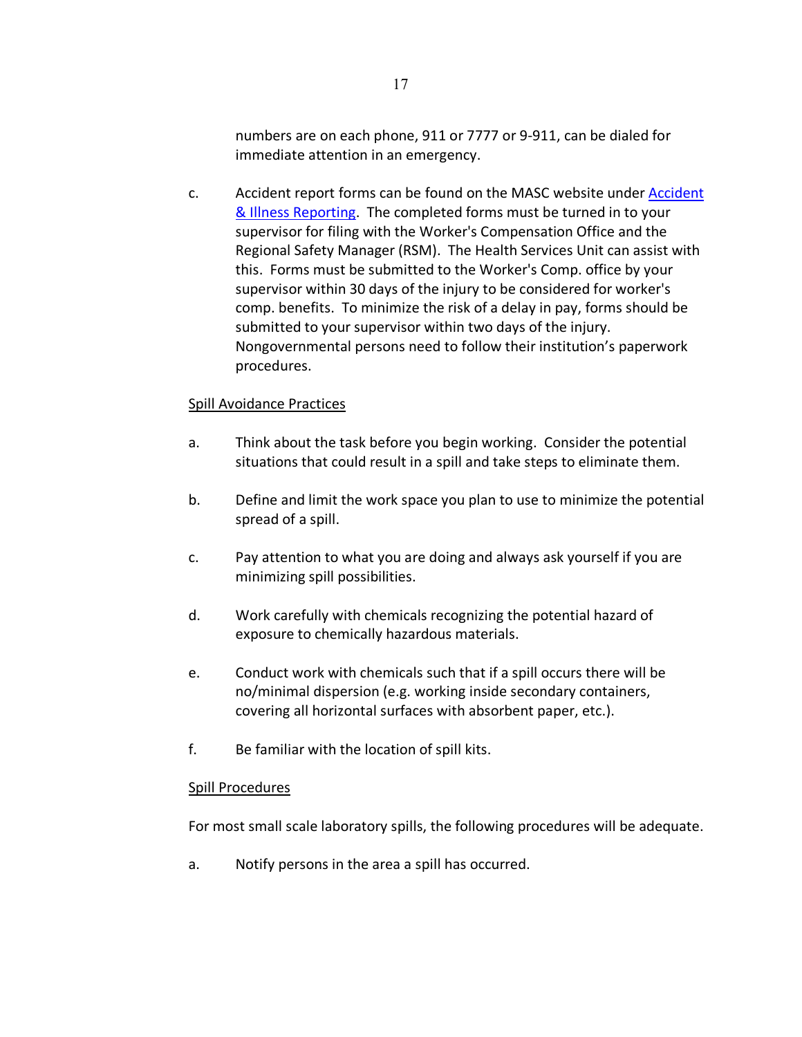numbers are on each phone, 911 or 7777 or 9-911, can be dialed for immediate attention in an emergency.

c. Accident report forms can be found on the MASC website under Accident & Illness Reporting. The completed forms must be turned in to your supervisor for filing with the Worker's Compensation Office and the Regional Safety Manager (RSM). The Health Services Unit can assist with this. Forms must be submitted to the Worker's Comp. office by your supervisor within 30 days of the injury to be considered for worker's comp. benefits. To minimize the risk of a delay in pay, forms should be submitted to your supervisor within two days of the injury. Nongovernmental persons need to follow their institution's paperwork procedures.

Spill Avoidance Practices

a. Think about the task before you begin working. Consider the potential situations that could result in a spill and take steps to eliminate them.

b. Define and limit the work space you plan to use to minimize the potential spread of a spill.

c. Pay attention to what you are doing and always ask yourself if you are minimizing spill possibilities.

d. Work carefully with chemicals recognizing the potential hazard of exposure to chemically hazardous materials.

e. Conduct work with chemicals such that if a spill occurs there will be no/minimal dispersion (e.g. working inside secondary containers, covering all horizontal surfaces with absorbent paper, etc.).

f. Be familiar with the location of spill kits.

Spill Procedures

For most small scale laboratory spills, the following procedures will be adequate.

a. Notify persons in the area a spill has occurred.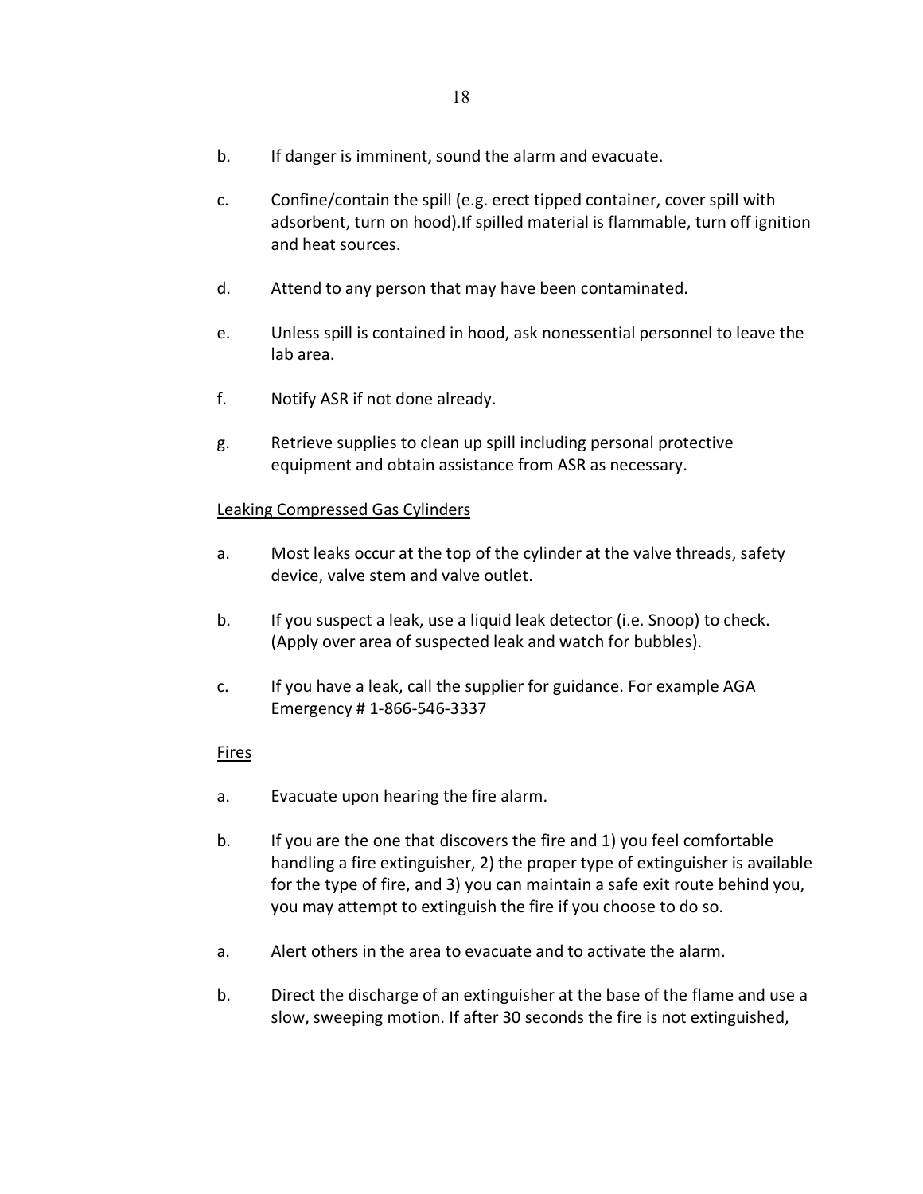b. If danger is imminent, sound the alarm and evacuate.

c. Confine/contain the spill (e.g. erect tipped container, cover spill with adsorbent, turn on hood).If spilled material is flammable, turn off ignition and heat sources.

d. Attend to any person that may have been contaminated.

e. Unless spill is contained in hood, ask nonessential personnel to leave the lab area.

f. Notify ASR if not done already.

g. Retrieve supplies to clean up spill including personal protective equipment and obtain assistance from ASR as necessary.

<u>Leaking Compressed Gas Cylinders</u>

a. Most leaks occur at the top of the cylinder at the valve threads, safety device, valve stem and valve outlet.

b. If you suspect a leak, use a liquid leak detector (i.e. Snoop) to check. (Apply over area of suspected leak and watch for bubbles).

c. If you have a leak, call the supplier for guidance. For example AGA Emergency # 1-866-546-3337

<u>Fires</u>

a. Evacuate upon hearing the fire alarm.

b. If you are the one that discovers the fire and 1) you feel comfortable handling a fire extinguisher, 2) the proper type of extinguisher is available for the type of fire, and 3) you can maintain a safe exit route behind you, you may attempt to extinguish the fire if you choose to do so.

a. Alert others in the area to evacuate and to activate the alarm.

b. Direct the discharge of an extinguisher at the base of the flame and use a slow, sweeping motion. If after 30 seconds the fire is not extinguished,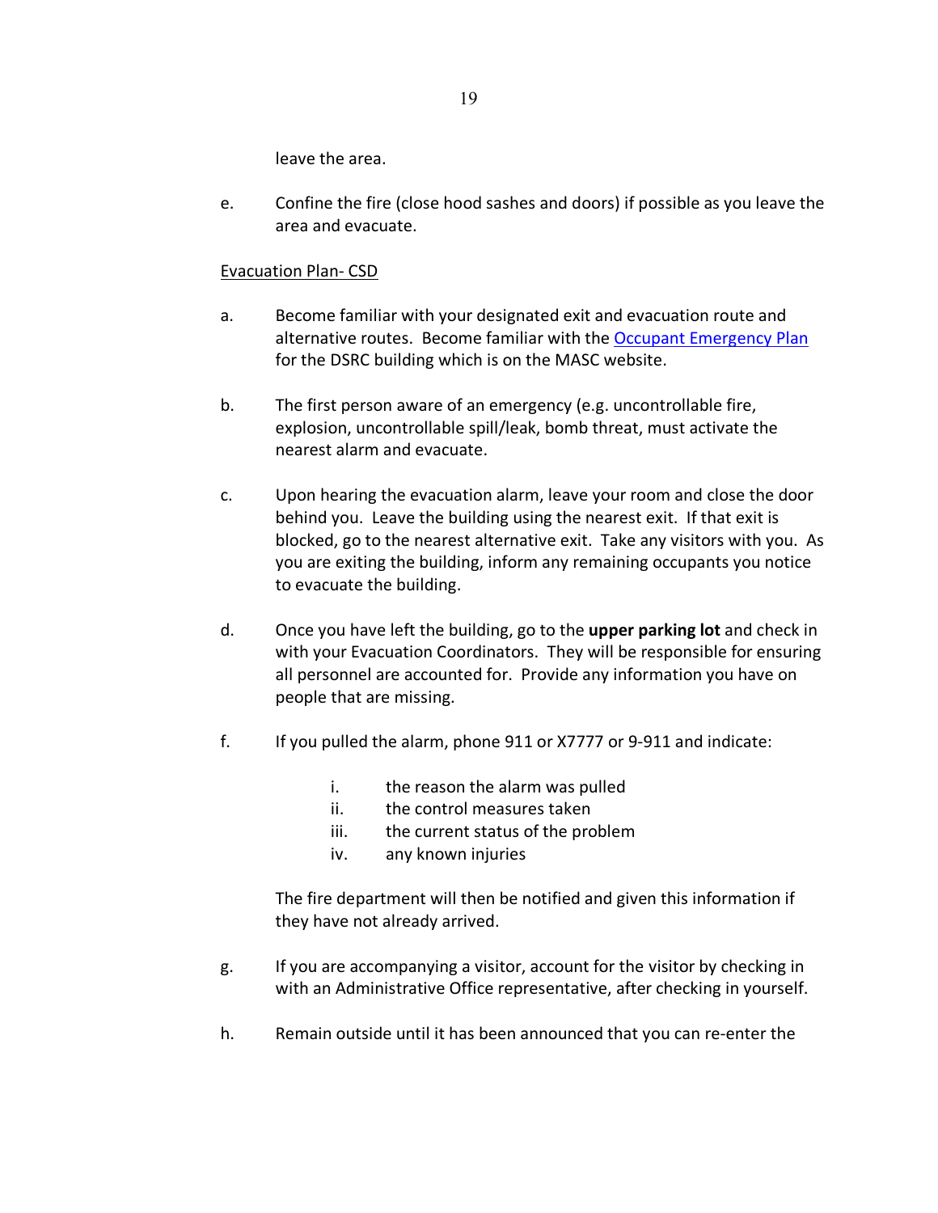leave the area.

e. Confine the fire (close hood sashes and doors) if possible as you leave the area and evacuate.

Evacuation Plan- CSD

a. Become familiar with your designated exit and evacuation route and alternative routes. Become familiar with the Occupant Emergency Plan for the DSRC building which is on the MASC website.

b. The first person aware of an emergency (e.g. uncontrollable fire, explosion, uncontrollable spill/leak, bomb threat, must activate the nearest alarm and evacuate.

c. Upon hearing the evacuation alarm, leave your room and close the door behind you. Leave the building using the nearest exit. If that exit is blocked, go to the nearest alternative exit. Take any visitors with you. As you are exiting the building, inform any remaining occupants you notice to evacuate the building.

d. Once you have left the building, go to the **upper parking lot** and check in with your Evacuation Coordinators. They will be responsible for ensuring all personnel are accounted for. Provide any information you have on people that are missing.

f. If you pulled the alarm, phone 911 or X7777 or 9-911 and indicate:

   i. the reason the alarm was pulled
   ii. the control measures taken
   iii. the current status of the problem
   iv. any known injuries

   The fire department will then be notified and given this information if they have not already arrived.

g. If you are accompanying a visitor, account for the visitor by checking in with an Administrative Office representative, after checking in yourself.

h. Remain outside until it has been announced that you can re-enter the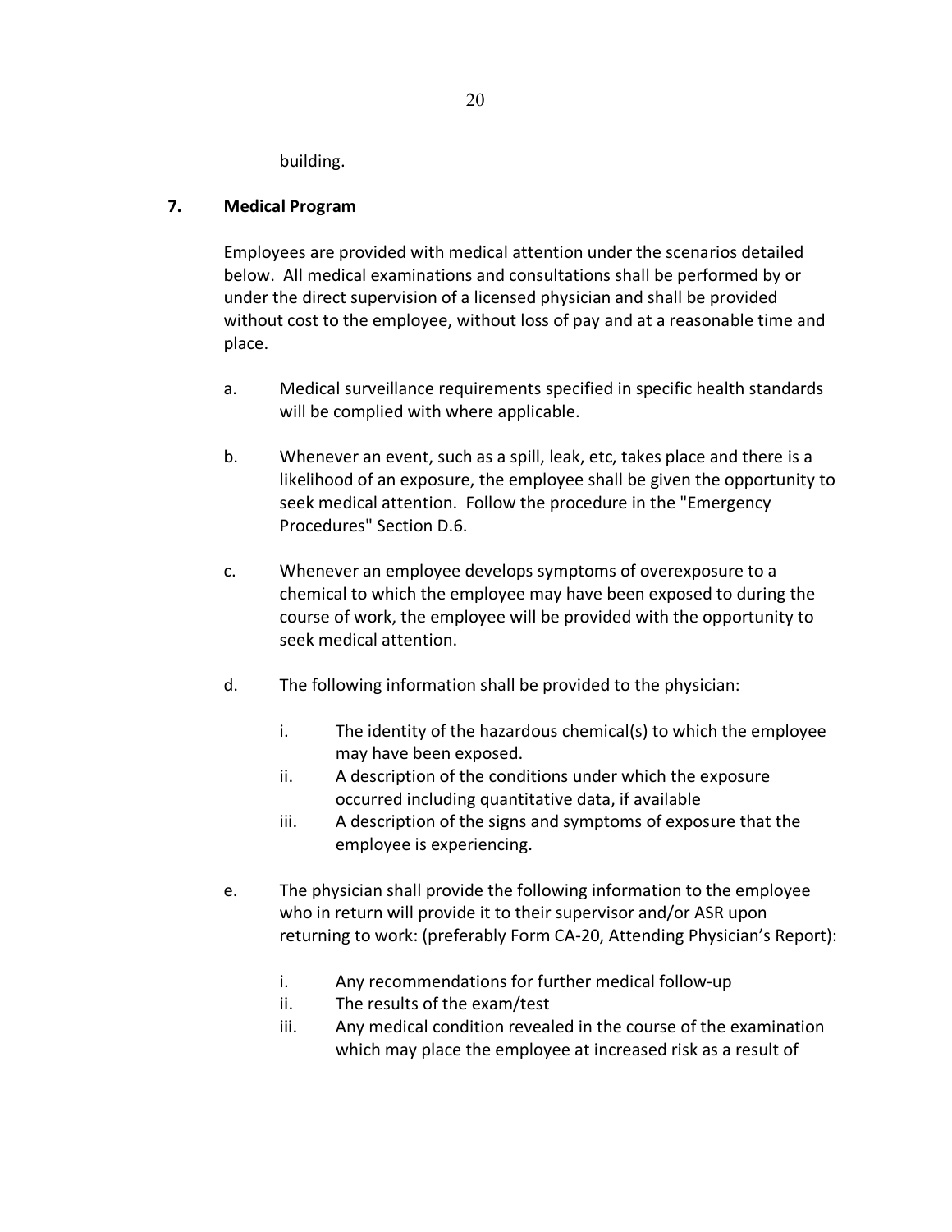building.

## 7. Medical Program

Employees are provided with medical attention under the scenarios detailed below. All medical examinations and consultations shall be performed by or under the direct supervision of a licensed physician and shall be provided without cost to the employee, without loss of pay and at a reasonable time and place.

a. Medical surveillance requirements specified in specific health standards will be complied with where applicable.

b. Whenever an event, such as a spill, leak, etc, takes place and there is a likelihood of an exposure, the employee shall be given the opportunity to seek medical attention. Follow the procedure in the "Emergency Procedures" Section D.6.

c. Whenever an employee develops symptoms of overexposure to a chemical to which the employee may have been exposed to during the course of work, the employee will be provided with the opportunity to seek medical attention.

d. The following information shall be provided to the physician:

   i. The identity of the hazardous chemical(s) to which the employee may have been exposed.
   ii. A description of the conditions under which the exposure occurred including quantitative data, if available
   iii. A description of the signs and symptoms of exposure that the employee is experiencing.

e. The physician shall provide the following information to the employee who in return will provide it to their supervisor and/or ASR upon returning to work: (preferably Form CA-20, Attending Physician's Report):

   i. Any recommendations for further medical follow-up
   ii. The results of the exam/test
   iii. Any medical condition revealed in the course of the examination which may place the employee at increased risk as a result of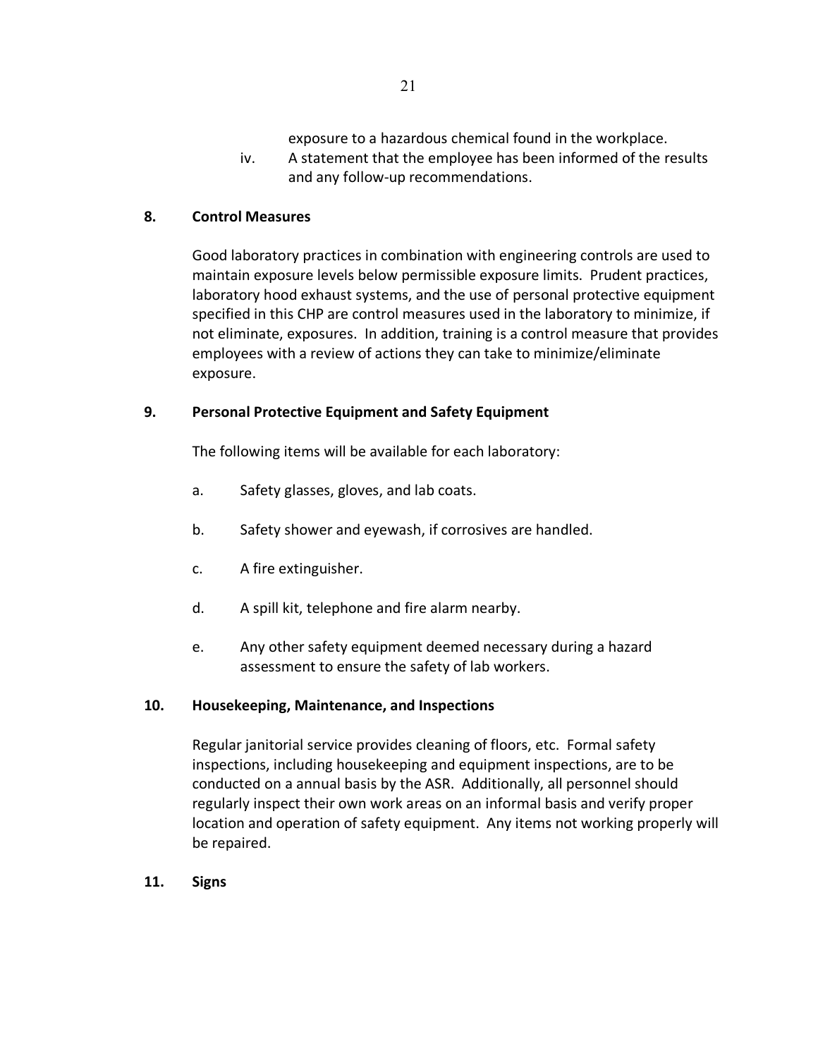exposure to a hazardous chemical found in the workplace.

iv. A statement that the employee has been informed of the results and any follow-up recommendations.

**8. Control Measures**

Good laboratory practices in combination with engineering controls are used to maintain exposure levels below permissible exposure limits. Prudent practices, laboratory hood exhaust systems, and the use of personal protective equipment specified in this CHP are control measures used in the laboratory to minimize, if not eliminate, exposures. In addition, training is a control measure that provides employees with a review of actions they can take to minimize/eliminate exposure.

**9. Personal Protective Equipment and Safety Equipment**

The following items will be available for each laboratory:

a. Safety glasses, gloves, and lab coats.

b. Safety shower and eyewash, if corrosives are handled.

c. A fire extinguisher.

d. A spill kit, telephone and fire alarm nearby.

e. Any other safety equipment deemed necessary during a hazard assessment to ensure the safety of lab workers.

**10. Housekeeping, Maintenance, and Inspections**

Regular janitorial service provides cleaning of floors, etc. Formal safety inspections, including housekeeping and equipment inspections, are to be conducted on a annual basis by the ASR. Additionally, all personnel should regularly inspect their own work areas on an informal basis and verify proper location and operation of safety equipment. Any items not working properly will be repaired.

**11. Signs**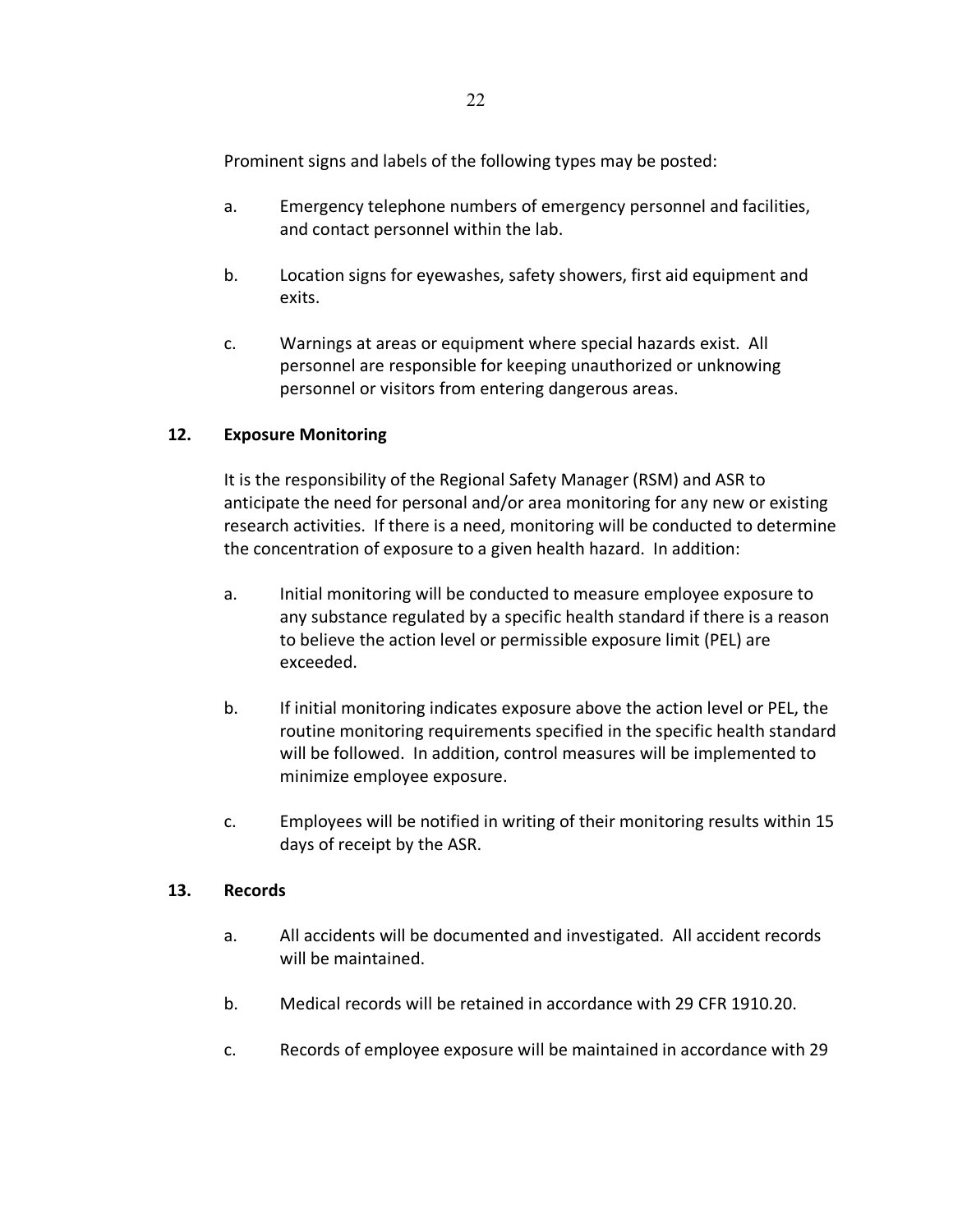Prominent signs and labels of the following types may be posted:

a. Emergency telephone numbers of emergency personnel and facilities, and contact personnel within the lab.

b. Location signs for eyewashes, safety showers, first aid equipment and exits.

c. Warnings at areas or equipment where special hazards exist. All personnel are responsible for keeping unauthorized or unknowing personnel or visitors from entering dangerous areas.

## 12. Exposure Monitoring

It is the responsibility of the Regional Safety Manager (RSM) and ASR to anticipate the need for personal and/or area monitoring for any new or existing research activities. If there is a need, monitoring will be conducted to determine the concentration of exposure to a given health hazard. In addition:

a. Initial monitoring will be conducted to measure employee exposure to any substance regulated by a specific health standard if there is a reason to believe the action level or permissible exposure limit (PEL) are exceeded.

b. If initial monitoring indicates exposure above the action level or PEL, the routine monitoring requirements specified in the specific health standard will be followed. In addition, control measures will be implemented to minimize employee exposure.

c. Employees will be notified in writing of their monitoring results within 15 days of receipt by the ASR.

## 13. Records

a. All accidents will be documented and investigated. All accident records will be maintained.

b. Medical records will be retained in accordance with 29 CFR 1910.20.

c. Records of employee exposure will be maintained in accordance with 29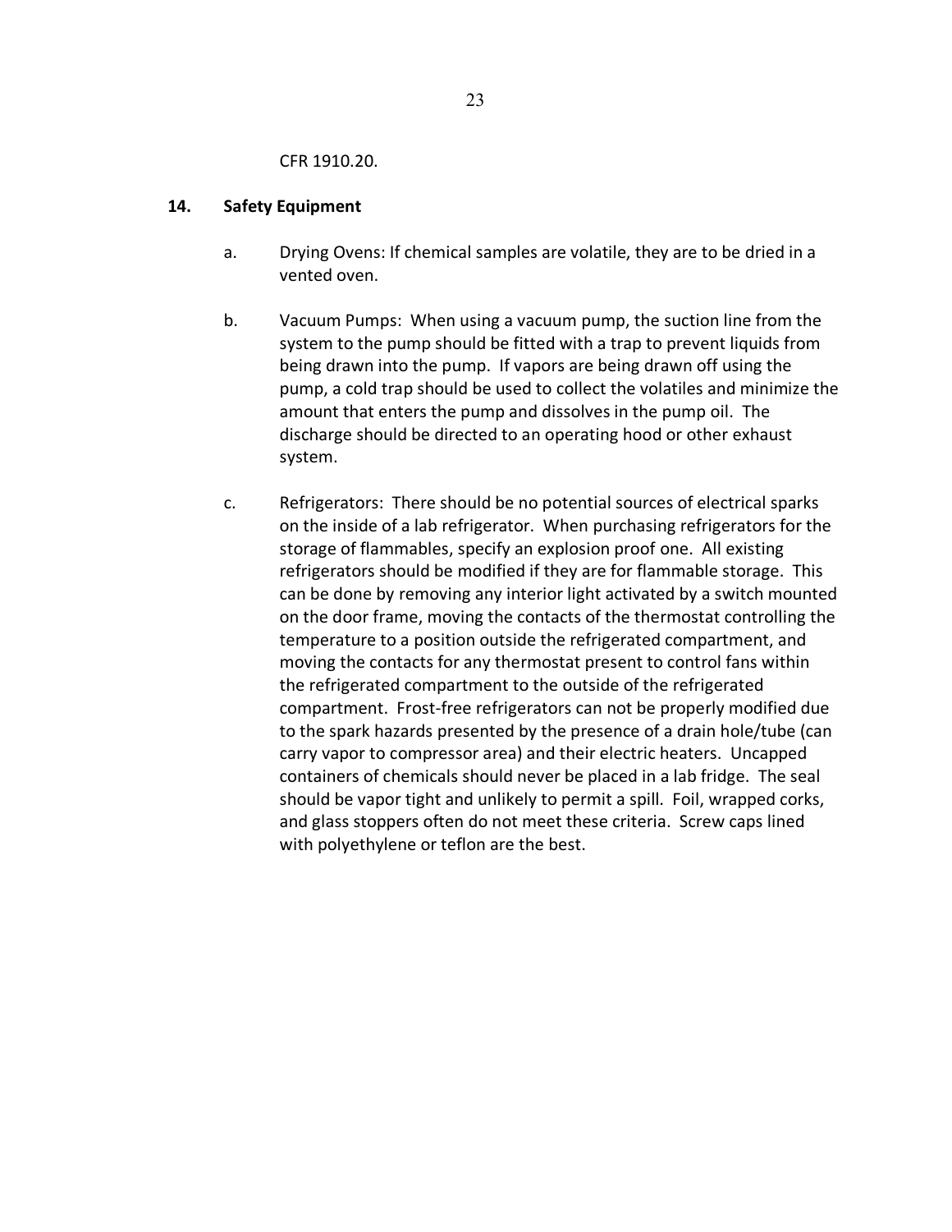CFR 1910.20.

**14. Safety Equipment**

a. Drying Ovens: If chemical samples are volatile, they are to be dried in a vented oven.

b. Vacuum Pumps: When using a vacuum pump, the suction line from the system to the pump should be fitted with a trap to prevent liquids from being drawn into the pump. If vapors are being drawn off using the pump, a cold trap should be used to collect the volatiles and minimize the amount that enters the pump and dissolves in the pump oil. The discharge should be directed to an operating hood or other exhaust system.

c. Refrigerators: There should be no potential sources of electrical sparks on the inside of a lab refrigerator. When purchasing refrigerators for the storage of flammables, specify an explosion proof one. All existing refrigerators should be modified if they are for flammable storage. This can be done by removing any interior light activated by a switch mounted on the door frame, moving the contacts of the thermostat controlling the temperature to a position outside the refrigerated compartment, and moving the contacts for any thermostat present to control fans within the refrigerated compartment to the outside of the refrigerated compartment. Frost-free refrigerators can not be properly modified due to the spark hazards presented by the presence of a drain hole/tube (can carry vapor to compressor area) and their electric heaters. Uncapped containers of chemicals should never be placed in a lab fridge. The seal should be vapor tight and unlikely to permit a spill. Foil, wrapped corks, and glass stoppers often do not meet these criteria. Screw caps lined with polyethylene or teflon are the best.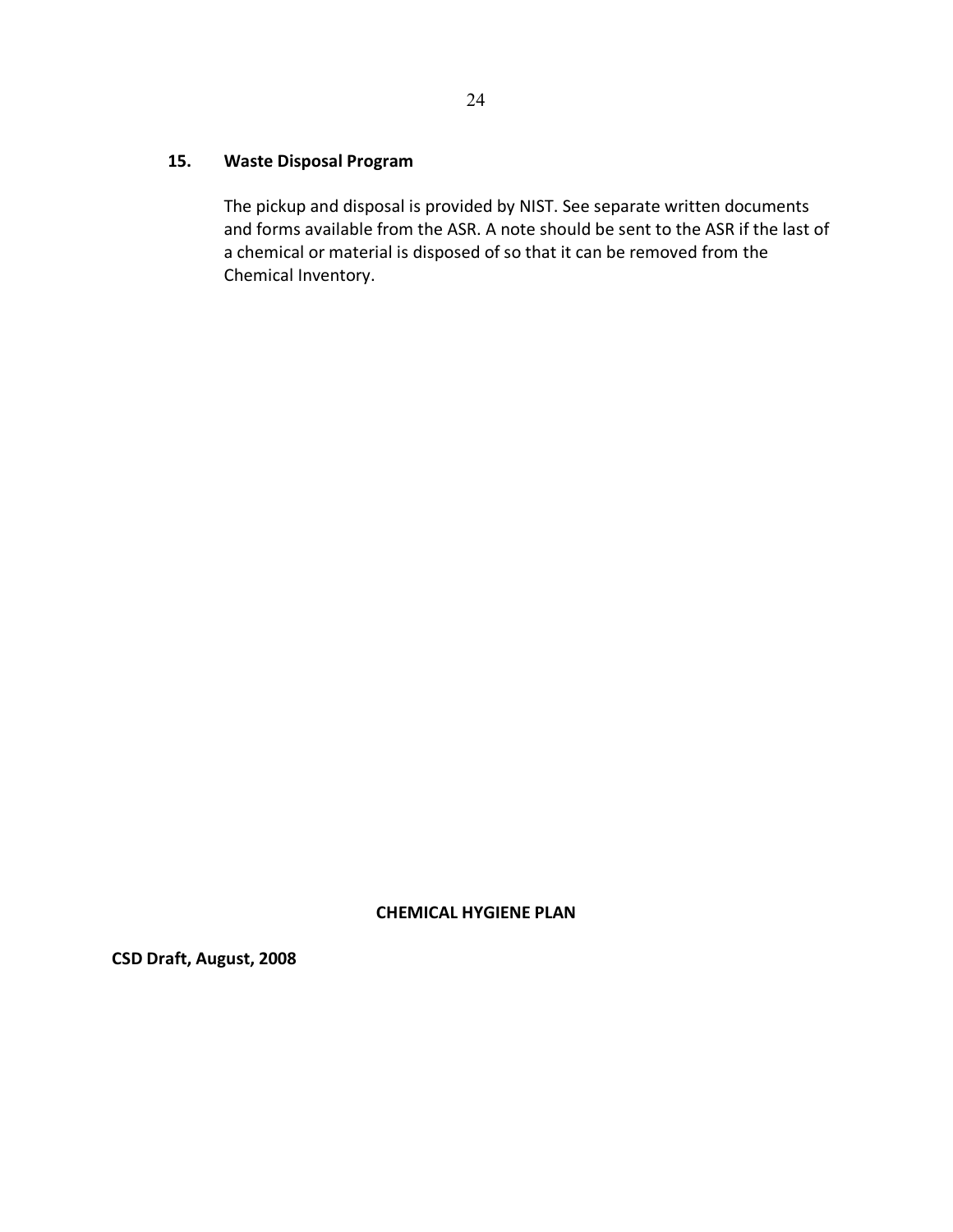## 15. Waste Disposal Program

The pickup and disposal is provided by NIST. See separate written documents and forms available from the ASR. A note should be sent to the ASR if the last of a chemical or material is disposed of so that it can be removed from the Chemical Inventory.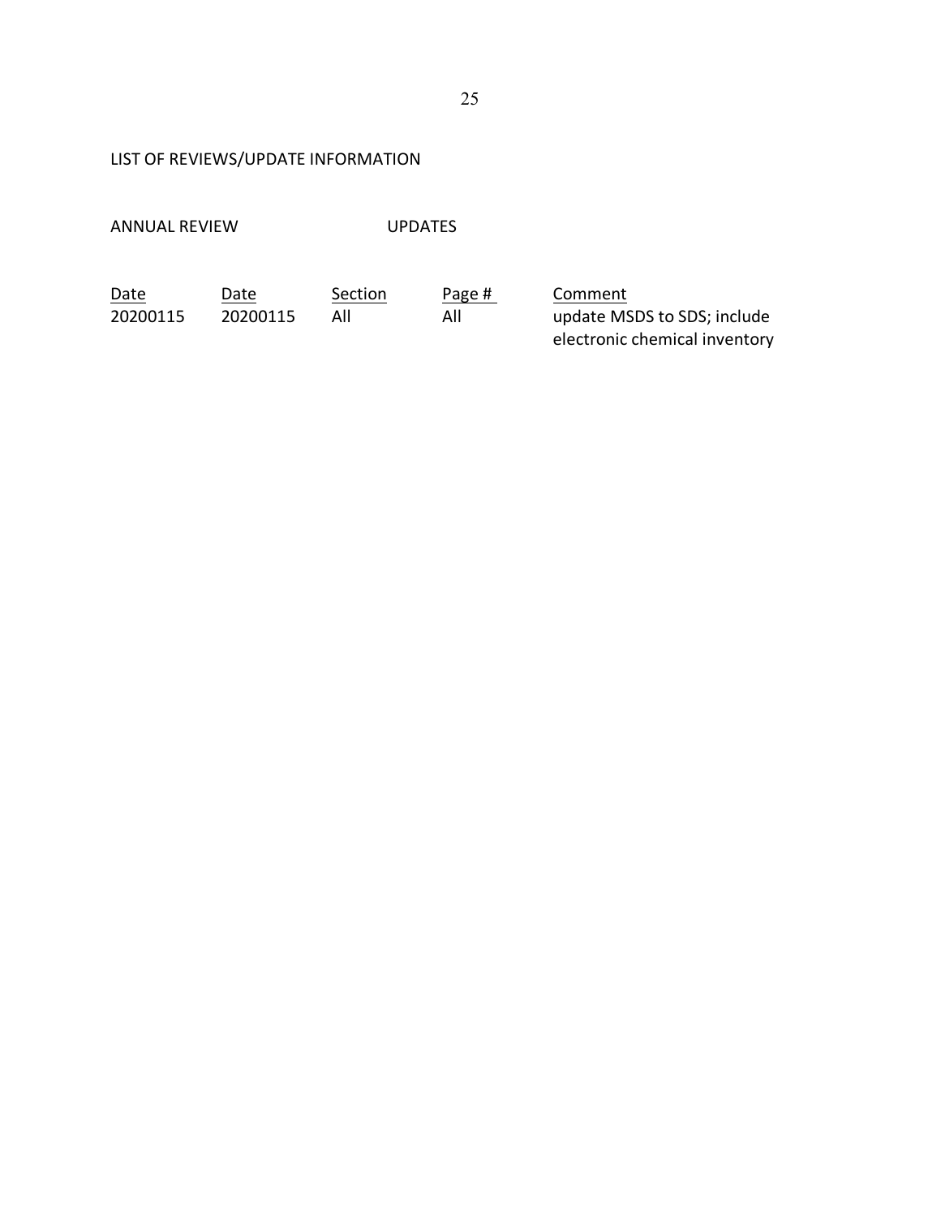LIST OF REVIEWS/UPDATE INFORMATION

| ANNUAL REVIEW | UPDATES | | | |
|---|---|---|---|---|
| Date | Date | Section | Page # | Comment |
| 20200115 | 20200115 | All | All | update MSDS to SDS; include electronic chemical inventory |